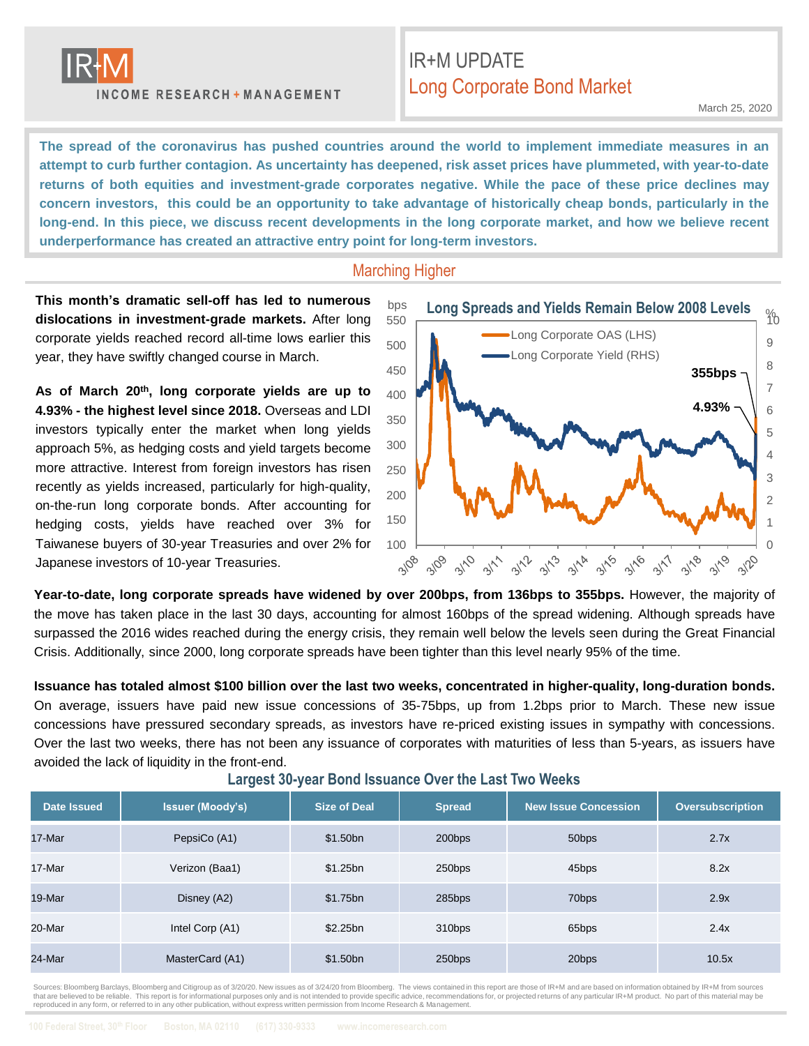# IR+M UPDATE

## Long Corporate Bond Market

March 25, 2020

**The spread of the coronavirus has pushed countries around the world to implement immediate measures in an attempt to curb further contagion. As uncertainty has deepened, risk asset prices have plummeted, with year-to-date returns of both equities and investment-grade corporates negative. While the pace of these price declines may concern investors, this could be an opportunity to take advantage of historically cheap bonds, particularly in the long-end. In this piece, we discuss recent developments in the long corporate market, and how we believe recent underperformance has created an attractive entry point for long-term investors.**

### Marching Higher

**This month's dramatic sell-off has led to numerous dislocations in investment-grade markets.** After long corporate yields reached record all-time lows earlier this year, they have swiftly changed course in March.

**As of March 20th, long corporate yields are up to 4.93% - the highest level since 2018.** Overseas and LDI investors typically enter the market when long yields approach 5%, as hedging costs and yield targets become more attractive. Interest from foreign investors has risen recently as yields increased, particularly for high-quality, on-the-run long corporate bonds. After accounting for hedging costs, yields have reached over 3% for Taiwanese buyers of 30-year Treasuries and over 2% for Japanese investors of 10-year Treasuries.

**Long Spreads and Yields Remain Below 2008 Levels**

**Year-to-date, long corporate spreads have widened by over 200bps, from 136bps to 355bps.** However, the majority of the move has taken place in the last 30 days, accounting for almost 160bps of the spread widening. Although spreads have surpassed the 2016 wides reached during the energy crisis, they remain well below the levels seen during the Great Financial Crisis. Additionally, since 2000, long corporate spreads have been tighter than this level nearly 95% of the time.

**Issuance has totaled almost $100 billion over the last two weeks, concentrated in higher-quality, long-duration bonds.** On average, issuers have paid new issue concessions of 35-75bps, up from 1.2bps prior to March. These new issue concessions have pressured secondary spreads, as investors have re-priced existing issues in sympathy with concessions. Over the last two weeks, there has not been any issuance of corporates with maturities of less than 5-years, as issuers have avoided the lack of liquidity in the front-end.

**Largest 30-year Bond Issuance Over the Last Two Weeks**

| Date Issued | Issuer (Moody's) | Size of Deal | Spread | New Issue Concession | Oversubscription |
|---|---|---|---|---|---|
| 17-Mar | PepsiCo (A1) | $1.50bn | 200bps | 50bps | 2.7x |
| 17-Mar | Verizon (Baa1) | $1.25bn | 250bps | 45bps | 8.2x |
| 19-Mar | Disney (A2) | $1.75bn | 285bps | 70bps | 2.9x |
| 20-Mar | Intel Corp (A1) | $2.25bn | 310bps | 65bps | 2.4x |
| 24-Mar | MasterCard (A1) | $1.50bn | 250bps | 20bps | 10.5x |

Sources: Bloomberg Barclays, Bloomberg and Citigroup as of 3/20/20. New issues as of 3/24/20 from Bloomberg. The views contained in this report are those of IR+M and are based on information obtained by IR+M from sources that are believed to be reliable. This report is for informational purposes only and is not intended to provide specific advice, recommendations for, or projected returns of any particular IR+M product. No part of this material may be reproduced in any form, or referred to in any other publication, without express written permission from Income Research & Management.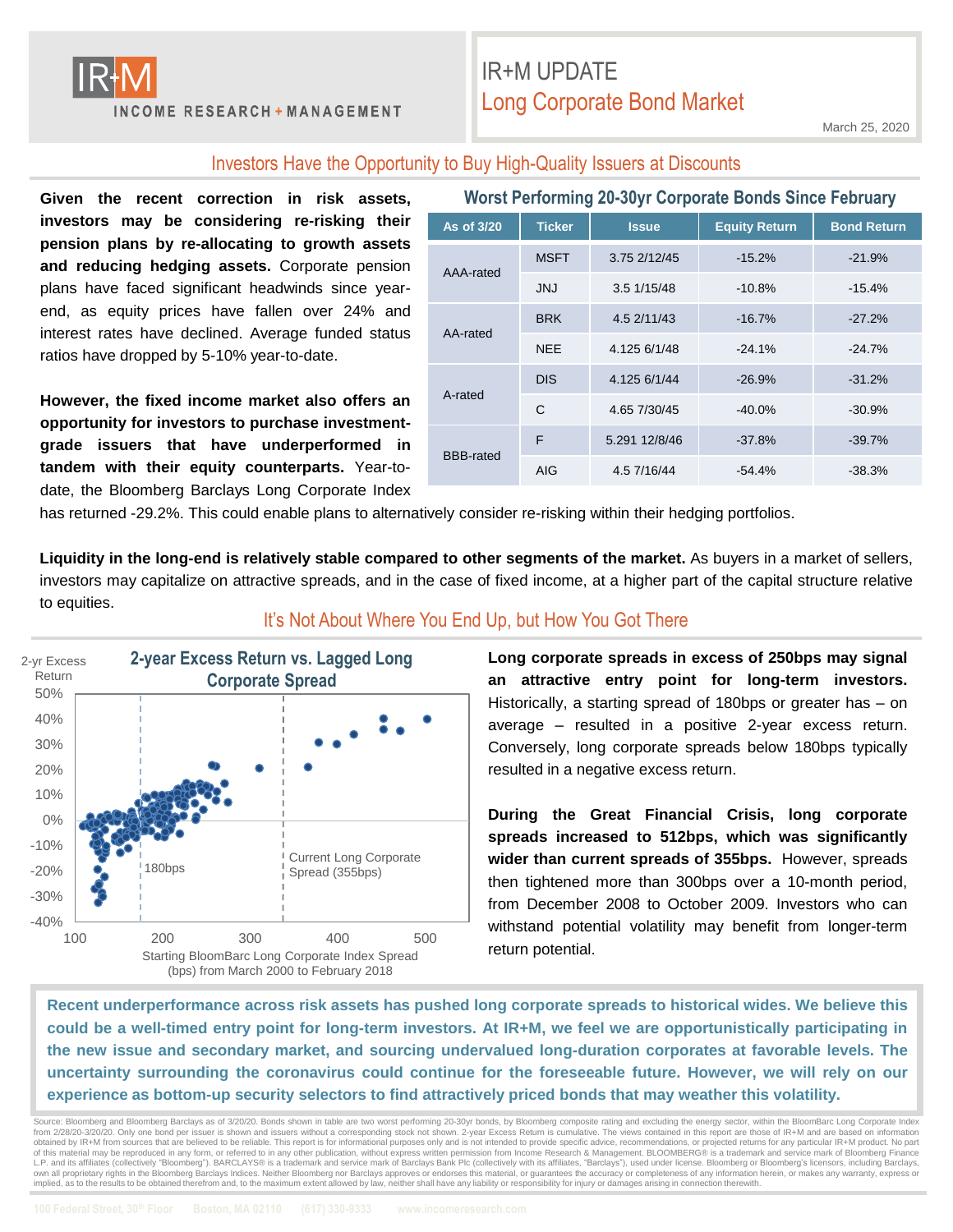# IR+M UPDATE

## Long Corporate Bond Market

March 25, 2020

## Investors Have the Opportunity to Buy High-Quality Issuers at Discounts

**Given the recent correction in risk assets, investors may be considering re-risking their pension plans by re-allocating to growth assets and reducing hedging assets.** Corporate pension plans have faced significant headwinds since year-end, as equity prices have fallen over 24% and interest rates have declined. Average funded status ratios have dropped by 5-10% year-to-date.

**However, the fixed income market also offers an opportunity for investors to purchase investment-grade issuers that have underperformed in tandem with their equity counterparts.** Year-to-date, the Bloomberg Barclays Long Corporate Index has returned -29.2%. This could enable plans to alternatively consider re-risking within their hedging portfolios.

### Worst Performing 20-30yr Corporate Bonds Since February

| As of 3/20 | Ticker | Issue | Equity Return | Bond Return |
|---|---|---|---|---|
| AAA-rated | MSFT | 3.75 2/12/45 | -15.2% | -21.9% |
| | JNJ | 3.5 1/15/48 | -10.8% | -15.4% |
| AA-rated | BRK | 4.5 2/11/43 | -16.7% | -27.2% |
| | NEE | 4.125 6/1/48 | -24.1% | -24.7% |
| A-rated | DIS | 4.125 6/1/44 | -26.9% | -31.2% |
| | C | 4.65 7/30/45 | -40.0% | -30.9% |
| BBB-rated | F | 5.291 12/8/46 | -37.8% | -39.7% |
| | AIG | 4.5 7/16/44 | -54.4% | -38.3% |

**Liquidity in the long-end is relatively stable compared to other segments of the market.** As buyers in a market of sellers, investors may capitalize on attractive spreads, and in the case of fixed income, at a higher part of the capital structure relative to equities.

## It's Not About Where You End Up, but How You Got There

2-year Excess Return vs. Lagged Long Corporate Spread

2-yr Excess Return

50%
40%
30%
20%
10%
0%
-10%
-20%
-30%
-40%

100
200
300
400
500

180bps

Current Long Corporate Spread (355bps)

Starting BloomBarc Long Corporate Index Spread (bps) from March 2000 to February 2018

**Long corporate spreads in excess of 250bps may signal an attractive entry point for long-term investors.** Historically, a starting spread of 180bps or greater has – on average – resulted in a positive 2-year excess return. Conversely, long corporate spreads below 180bps typically resulted in a negative excess return.

**During the Great Financial Crisis, long corporate spreads increased to 512bps, which was significantly wider than current spreads of 355bps.** However, spreads then tightened more than 300bps over a 10-month period, from December 2008 to October 2009. Investors who can withstand potential volatility may benefit from longer-term return potential.

**Recent underperformance across risk assets has pushed long corporate spreads to historical wides. We believe this could be a well-timed entry point for long-term investors. At IR+M, we feel we are opportunistically participating in the new issue and secondary market, and sourcing undervalued long-duration corporates at favorable levels. The uncertainty surrounding the coronavirus could continue for the foreseeable future. However, we will rely on our experience as bottom-up security selectors to find attractively priced bonds that may weather this volatility.**

Source: Bloomberg and Bloomberg Barclays as of 3/20/20. Bonds shown in table are two worst performing 20-30yr bonds, by Bloomberg composite rating and excluding the energy sector, within the BloomBarc Long Corporate Index from 2/28/20-3/20/20. Only one bond per issuer is shown and issuers without a corresponding stock not shown. 2-year Excess Return is cumulative. The views contained in this report are those of IR+M and are based on information obtained by IR+M from sources that are believed to be reliable. This report is for informational purposes only and is not intended to provide specific advice, recommendations, or projected returns for any particular IR+M product. No part of this material may be reproduced in any form, or referred to in any other publication, without express written permission from Income Research & Management. BLOOMBERG® is a trademark and service mark of Bloomberg Finance L.P. and its affiliates (collectively "Bloomberg"). BARCLAYS® is a trademark and service mark of Barclays Bank Plc (collectively with its affiliates, "Barclays"), used under license. Bloomberg or Bloomberg's licensors, including Barclays, own all proprietary rights in the Bloomberg Barclays Indices. Neither Bloomberg nor Barclays approves or endorses this material, or guarantees the accuracy or completeness of any information herein, or makes any warranty, express or implied, as to the results to be obtained therefrom and, to the maximum extent allowed by law, neither shall have any liability or responsibility for injury or damages arising in connection therewith.

100 Federal Street, 30th Floor Boston, MA 02110 (617) 330-9333 www.incomeresearch.com